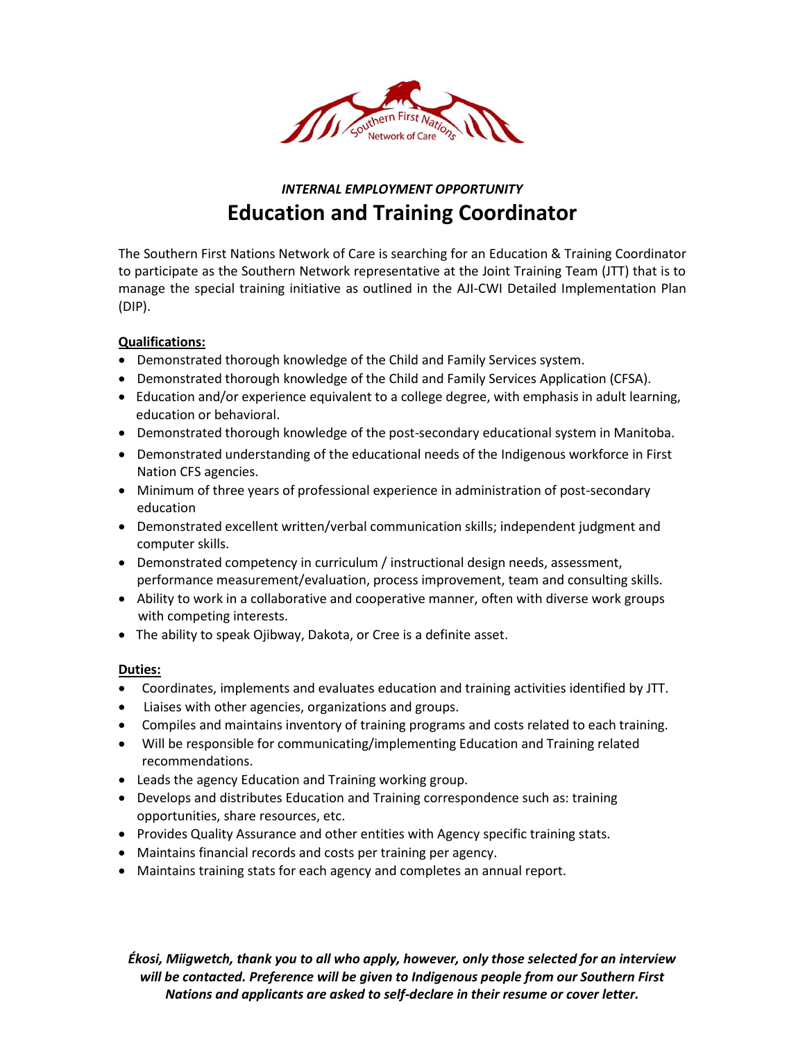*INTERNAL EMPLOYMENT OPPORTUNITY*

# Education and Training Coordinator

The Southern First Nations Network of Care is searching for an Education & Training Coordinator to participate as the Southern Network representative at the Joint Training Team (JTT) that is to manage the special training initiative as outlined in the AJI-CWI Detailed Implementation Plan (DIP).

**Qualifications:**

- Demonstrated thorough knowledge of the Child and Family Services system.
- Demonstrated thorough knowledge of the Child and Family Services Application (CFSA).
- Education and/or experience equivalent to a college degree, with emphasis in adult learning, education or behavioral.
- Demonstrated thorough knowledge of the post-secondary educational system in Manitoba.
- Demonstrated understanding of the educational needs of the Indigenous workforce in First Nation CFS agencies.
- Minimum of three years of professional experience in administration of post-secondary education
- Demonstrated excellent written/verbal communication skills; independent judgment and computer skills.
- Demonstrated competency in curriculum / instructional design needs, assessment, performance measurement/evaluation, process improvement, team and consulting skills.
- Ability to work in a collaborative and cooperative manner, often with diverse work groups with competing interests.
- The ability to speak Ojibway, Dakota, or Cree is a definite asset.

**Duties:**

- Coordinates, implements and evaluates education and training activities identified by JTT.
- Liaises with other agencies, organizations and groups.
- Compiles and maintains inventory of training programs and costs related to each training.
- Will be responsible for communicating/implementing Education and Training related recommendations.
- Leads the agency Education and Training working group.
- Develops and distributes Education and Training correspondence such as: training opportunities, share resources, etc.
- Provides Quality Assurance and other entities with Agency specific training stats.
- Maintains financial records and costs per training per agency.
- Maintains training stats for each agency and completes an annual report.

***Ékosi, Miigwetch, thank you to all who apply, however, only those selected for an interview will be contacted. Preference will be given to Indigenous people from our Southern First Nations and applicants are asked to self-declare in their resume or cover letter.***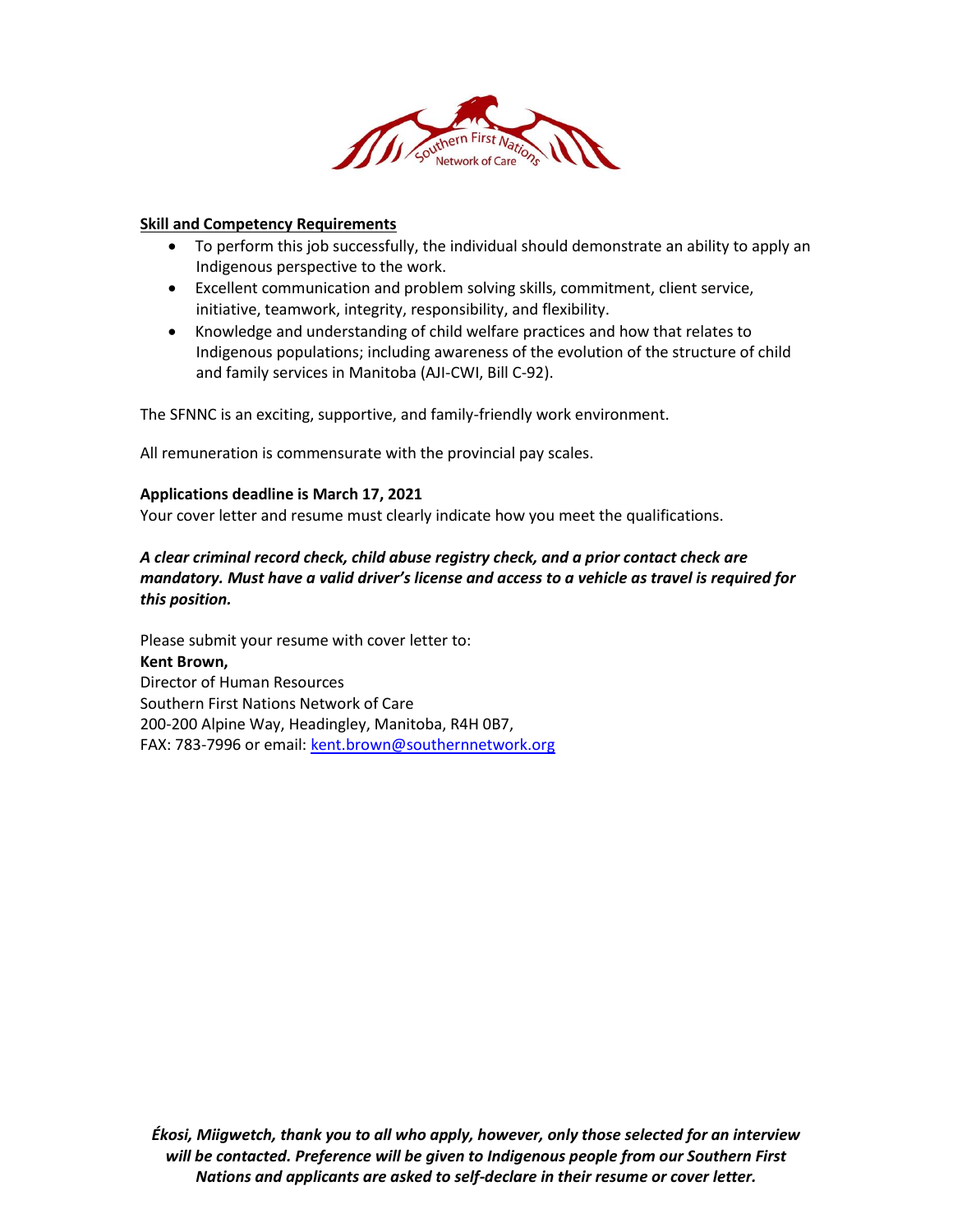**Skill and Competency Requirements**

- To perform this job successfully, the individual should demonstrate an ability to apply an Indigenous perspective to the work.
- Excellent communication and problem solving skills, commitment, client service, initiative, teamwork, integrity, responsibility, and flexibility.
- Knowledge and understanding of child welfare practices and how that relates to Indigenous populations; including awareness of the evolution of the structure of child and family services in Manitoba (AJI-CWI, Bill C-92).

The SFNNC is an exciting, supportive, and family-friendly work environment.

All remuneration is commensurate with the provincial pay scales.

**Applications deadline is March 17, 2021**

Your cover letter and resume must clearly indicate how you meet the qualifications.

***A clear criminal record check, child abuse registry check, and a prior contact check are mandatory. Must have a valid driver's license and access to a vehicle as travel is required for this position.***

Please submit your resume with cover letter to:

**Kent Brown,**
Director of Human Resources
Southern First Nations Network of Care
200-200 Alpine Way, Headingley, Manitoba, R4H 0B7,
FAX: 783-7996 or email: kent.brown@southernnetwork.org

***Ékosi, Miigwetch, thank you to all who apply, however, only those selected for an interview will be contacted. Preference will be given to Indigenous people from our Southern First Nations and applicants are asked to self-declare in their resume or cover letter.***